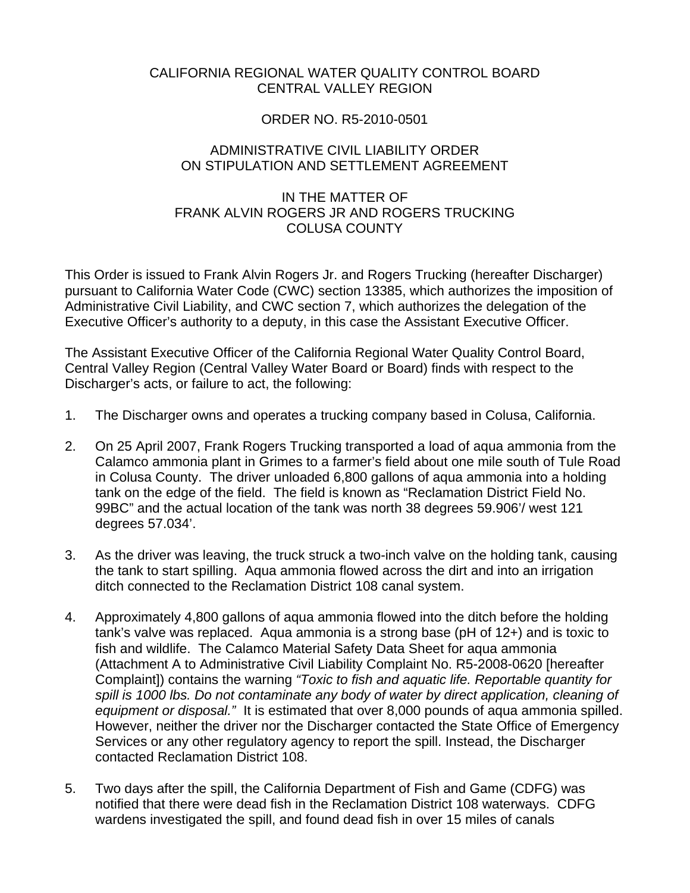CALIFORNIA REGIONAL WATER QUALITY CONTROL BOARD
CENTRAL VALLEY REGION

ORDER NO. R5-2010-0501

ADMINISTRATIVE CIVIL LIABILITY ORDER
ON STIPULATION AND SETTLEMENT AGREEMENT

IN THE MATTER OF
FRANK ALVIN ROGERS JR AND ROGERS TRUCKING
COLUSA COUNTY

This Order is issued to Frank Alvin Rogers Jr. and Rogers Trucking (hereafter Discharger) pursuant to California Water Code (CWC) section 13385, which authorizes the imposition of Administrative Civil Liability, and CWC section 7, which authorizes the delegation of the Executive Officer's authority to a deputy, in this case the Assistant Executive Officer.

The Assistant Executive Officer of the California Regional Water Quality Control Board, Central Valley Region (Central Valley Water Board or Board) finds with respect to the Discharger's acts, or failure to act, the following:

1. The Discharger owns and operates a trucking company based in Colusa, California.

2. On 25 April 2007, Frank Rogers Trucking transported a load of aqua ammonia from the Calamco ammonia plant in Grimes to a farmer's field about one mile south of Tule Road in Colusa County. The driver unloaded 6,800 gallons of aqua ammonia into a holding tank on the edge of the field. The field is known as "Reclamation District Field No. 99BC" and the actual location of the tank was north 38 degrees 59.906'/ west 121 degrees 57.034'.

3. As the driver was leaving, the truck struck a two-inch valve on the holding tank, causing the tank to start spilling. Aqua ammonia flowed across the dirt and into an irrigation ditch connected to the Reclamation District 108 canal system.

4. Approximately 4,800 gallons of aqua ammonia flowed into the ditch before the holding tank's valve was replaced. Aqua ammonia is a strong base (pH of 12+) and is toxic to fish and wildlife. The Calamco Material Safety Data Sheet for aqua ammonia (Attachment A to Administrative Civil Liability Complaint No. R5-2008-0620 [hereafter Complaint]) contains the warning *"Toxic to fish and aquatic life. Reportable quantity for spill is 1000 lbs. Do not contaminate any body of water by direct application, cleaning of equipment or disposal."* It is estimated that over 8,000 pounds of aqua ammonia spilled. However, neither the driver nor the Discharger contacted the State Office of Emergency Services or any other regulatory agency to report the spill. Instead, the Discharger contacted Reclamation District 108.

5. Two days after the spill, the California Department of Fish and Game (CDFG) was notified that there were dead fish in the Reclamation District 108 waterways. CDFG wardens investigated the spill, and found dead fish in over 15 miles of canals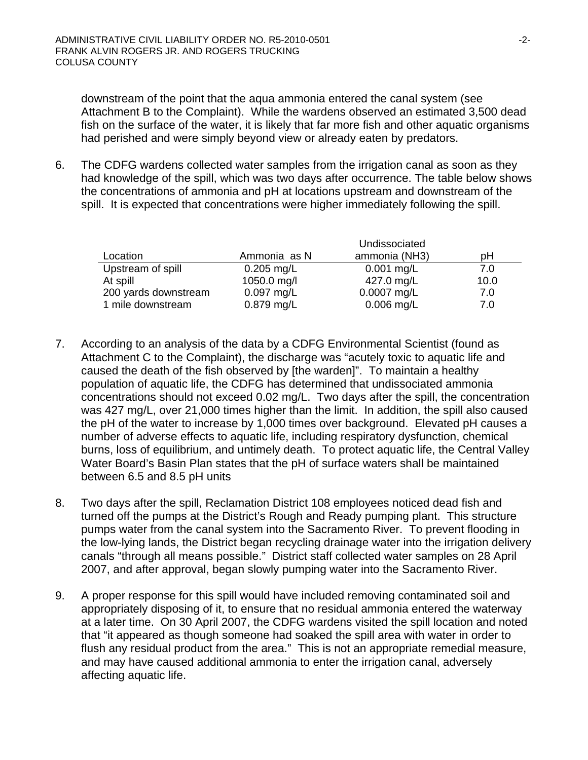downstream of the point that the aqua ammonia entered the canal system (see Attachment B to the Complaint). While the wardens observed an estimated 3,500 dead fish on the surface of the water, it is likely that far more fish and other aquatic organisms had perished and were simply beyond view or already eaten by predators.

6. The CDFG wardens collected water samples from the irrigation canal as soon as they had knowledge of the spill, which was two days after occurrence. The table below shows the concentrations of ammonia and pH at locations upstream and downstream of the spill. It is expected that concentrations were higher immediately following the spill.

| Location | Ammonia as N | Undissociated ammonia ($NH_3$) | pH |
|---|---|---|---|
| Upstream of spill | 0.205 mg/L | 0.001 mg/L | 7.0 |
| At spill | 1050.0 mg/l | 427.0 mg/L | 10.0 |
| 200 yards downstream | 0.097 mg/L | 0.0007 mg/L | 7.0 |
| 1 mile downstream | 0.879 mg/L | 0.006 mg/L | 7.0 |

7. According to an analysis of the data by a CDFG Environmental Scientist (found as Attachment C to the Complaint), the discharge was "acutely toxic to aquatic life and caused the death of the fish observed by [the warden]". To maintain a healthy population of aquatic life, the CDFG has determined that undissociated ammonia concentrations should not exceed 0.02 mg/L. Two days after the spill, the concentration was 427 mg/L, over 21,000 times higher than the limit. In addition, the spill also caused the pH of the water to increase by 1,000 times over background. Elevated pH causes a number of adverse effects to aquatic life, including respiratory dysfunction, chemical burns, loss of equilibrium, and untimely death. To protect aquatic life, the Central Valley Water Board's Basin Plan states that the pH of surface waters shall be maintained between 6.5 and 8.5 pH units

8. Two days after the spill, Reclamation District 108 employees noticed dead fish and turned off the pumps at the District's Rough and Ready pumping plant. This structure pumps water from the canal system into the Sacramento River. To prevent flooding in the low-lying lands, the District began recycling drainage water into the irrigation delivery canals "through all means possible." District staff collected water samples on 28 April 2007, and after approval, began slowly pumping water into the Sacramento River.

9. A proper response for this spill would have included removing contaminated soil and appropriately disposing of it, to ensure that no residual ammonia entered the waterway at a later time. On 30 April 2007, the CDFG wardens visited the spill location and noted that "it appeared as though someone had soaked the spill area with water in order to flush any residual product from the area." This is not an appropriate remedial measure, and may have caused additional ammonia to enter the irrigation canal, adversely affecting aquatic life.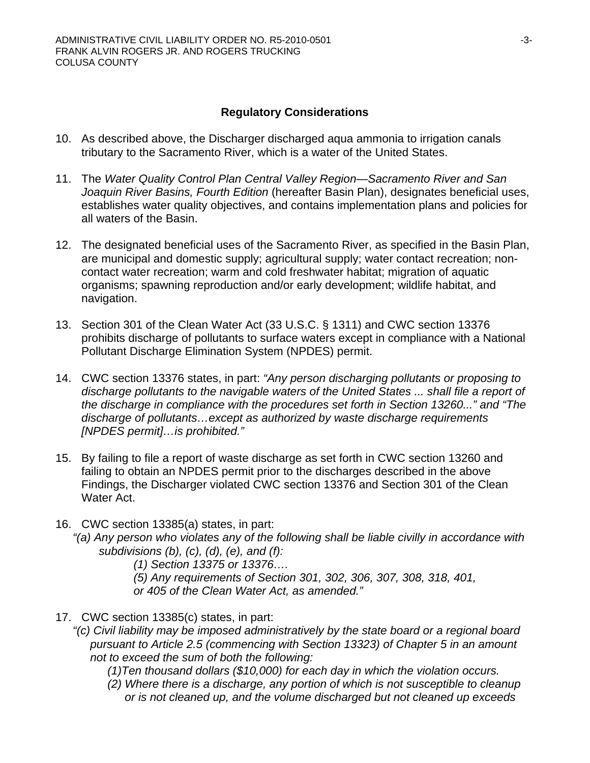## Regulatory Considerations

10. As described above, the Discharger discharged aqua ammonia to irrigation canals tributary to the Sacramento River, which is a water of the United States.

11. The *Water Quality Control Plan Central Valley Region—Sacramento River and San Joaquin River Basins, Fourth Edition* (hereafter Basin Plan), designates beneficial uses, establishes water quality objectives, and contains implementation plans and policies for all waters of the Basin.

12. The designated beneficial uses of the Sacramento River, as specified in the Basin Plan, are municipal and domestic supply; agricultural supply; water contact recreation; non-contact water recreation; warm and cold freshwater habitat; migration of aquatic organisms; spawning reproduction and/or early development; wildlife habitat, and navigation.

13. Section 301 of the Clean Water Act (33 U.S.C. § 1311) and CWC section 13376 prohibits discharge of pollutants to surface waters except in compliance with a National Pollutant Discharge Elimination System (NPDES) permit.

14. CWC section 13376 states, in part: *"Any person discharging pollutants or proposing to discharge pollutants to the navigable waters of the United States ... shall file a report of the discharge in compliance with the procedures set forth in Section 13260..."* and *"The discharge of pollutants…except as authorized by waste discharge requirements [NPDES permit]…is prohibited."*

15. By failing to file a report of waste discharge as set forth in CWC section 13260 and failing to obtain an NPDES permit prior to the discharges described in the above Findings, the Discharger violated CWC section 13376 and Section 301 of the Clean Water Act.

16. CWC section 13385(a) states, in part:

    *"(a) Any person who violates any of the following shall be liable civilly in accordance with subdivisions (b), (c), (d), (e), and (f):*

    *(1) Section 13375 or 13376….*

    *(5) Any requirements of Section 301, 302, 306, 307, 308, 318, 401, or 405 of the Clean Water Act, as amended."*

17. CWC section 13385(c) states, in part:

    *"(c) Civil liability may be imposed administratively by the state board or a regional board pursuant to Article 2.5 (commencing with Section 13323) of Chapter 5 in an amount not to exceed the sum of both the following:*

    *(1)Ten thousand dollars ($10,000) for each day in which the violation occurs.*

    *(2) Where there is a discharge, any portion of which is not susceptible to cleanup or is not cleaned up, and the volume discharged but not cleaned up exceeds*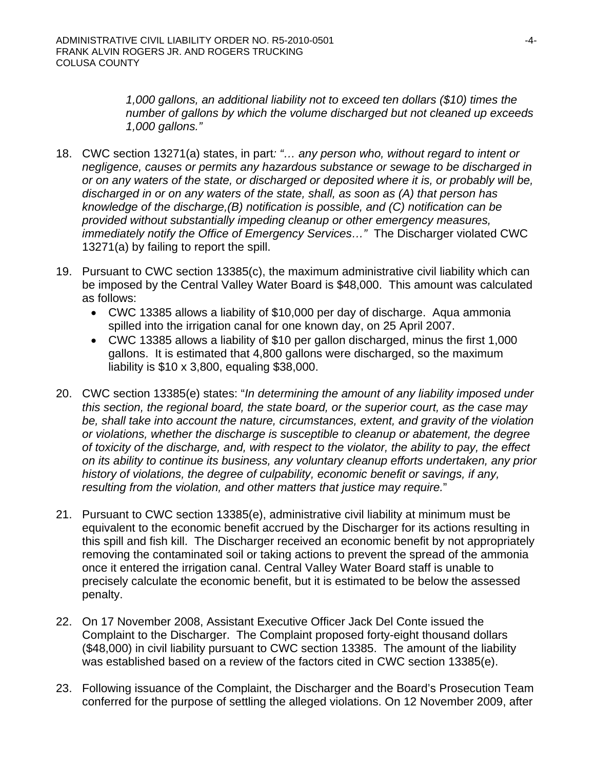*1,000 gallons, an additional liability not to exceed ten dollars ($10) times the number of gallons by which the volume discharged but not cleaned up exceeds 1,000 gallons."*

18. CWC section 13271(a) states, in part*: "… any person who, without regard to intent or negligence, causes or permits any hazardous substance or sewage to be discharged in or on any waters of the state, or discharged or deposited where it is, or probably will be, discharged in or on any waters of the state, shall, as soon as (A) that person has knowledge of the discharge,(B) notification is possible, and (C) notification can be provided without substantially impeding cleanup or other emergency measures, immediately notify the Office of Emergency Services…"* The Discharger violated CWC 13271(a) by failing to report the spill.

19. Pursuant to CWC section 13385(c), the maximum administrative civil liability which can be imposed by the Central Valley Water Board is $48,000. This amount was calculated as follows:
    - CWC 13385 allows a liability of $10,000 per day of discharge. Aqua ammonia spilled into the irrigation canal for one known day, on 25 April 2007.
    - CWC 13385 allows a liability of $10 per gallon discharged, minus the first 1,000 gallons. It is estimated that 4,800 gallons were discharged, so the maximum liability is $10 x 3,800, equaling $38,000.

20. CWC section 13385(e) states: "*In determining the amount of any liability imposed under this section, the regional board, the state board, or the superior court, as the case may be, shall take into account the nature, circumstances, extent, and gravity of the violation or violations, whether the discharge is susceptible to cleanup or abatement, the degree of toxicity of the discharge, and, with respect to the violator, the ability to pay, the effect on its ability to continue its business, any voluntary cleanup efforts undertaken, any prior history of violations, the degree of culpability, economic benefit or savings, if any, resulting from the violation, and other matters that justice may require.*"

21. Pursuant to CWC section 13385(e), administrative civil liability at minimum must be equivalent to the economic benefit accrued by the Discharger for its actions resulting in this spill and fish kill. The Discharger received an economic benefit by not appropriately removing the contaminated soil or taking actions to prevent the spread of the ammonia once it entered the irrigation canal. Central Valley Water Board staff is unable to precisely calculate the economic benefit, but it is estimated to be below the assessed penalty.

22. On 17 November 2008, Assistant Executive Officer Jack Del Conte issued the Complaint to the Discharger. The Complaint proposed forty-eight thousand dollars ($48,000) in civil liability pursuant to CWC section 13385. The amount of the liability was established based on a review of the factors cited in CWC section 13385(e).

23. Following issuance of the Complaint, the Discharger and the Board's Prosecution Team conferred for the purpose of settling the alleged violations. On 12 November 2009, after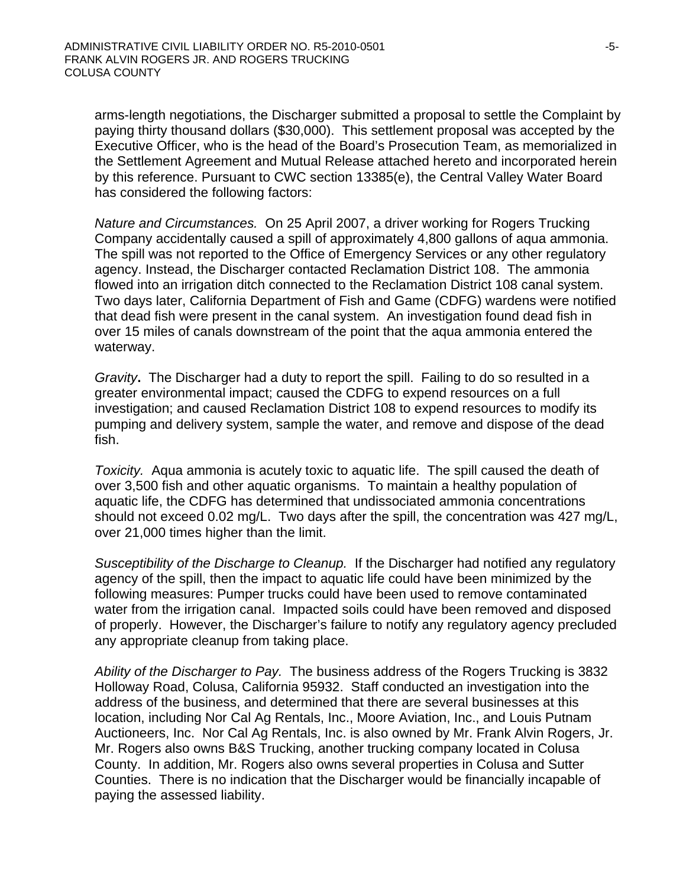arms-length negotiations, the Discharger submitted a proposal to settle the Complaint by paying thirty thousand dollars ($30,000). This settlement proposal was accepted by the Executive Officer, who is the head of the Board's Prosecution Team, as memorialized in the Settlement Agreement and Mutual Release attached hereto and incorporated herein by this reference. Pursuant to CWC section 13385(e), the Central Valley Water Board has considered the following factors:

*Nature and Circumstances.* On 25 April 2007, a driver working for Rogers Trucking Company accidentally caused a spill of approximately 4,800 gallons of aqua ammonia. The spill was not reported to the Office of Emergency Services or any other regulatory agency. Instead, the Discharger contacted Reclamation District 108. The ammonia flowed into an irrigation ditch connected to the Reclamation District 108 canal system. Two days later, California Department of Fish and Game (CDFG) wardens were notified that dead fish were present in the canal system. An investigation found dead fish in over 15 miles of canals downstream of the point that the aqua ammonia entered the waterway.

*Gravity***.** The Discharger had a duty to report the spill. Failing to do so resulted in a greater environmental impact; caused the CDFG to expend resources on a full investigation; and caused Reclamation District 108 to expend resources to modify its pumping and delivery system, sample the water, and remove and dispose of the dead fish.

*Toxicity.* Aqua ammonia is acutely toxic to aquatic life. The spill caused the death of over 3,500 fish and other aquatic organisms. To maintain a healthy population of aquatic life, the CDFG has determined that undissociated ammonia concentrations should not exceed 0.02 mg/L. Two days after the spill, the concentration was 427 mg/L, over 21,000 times higher than the limit.

*Susceptibility of the Discharge to Cleanup.* If the Discharger had notified any regulatory agency of the spill, then the impact to aquatic life could have been minimized by the following measures: Pumper trucks could have been used to remove contaminated water from the irrigation canal. Impacted soils could have been removed and disposed of properly. However, the Discharger's failure to notify any regulatory agency precluded any appropriate cleanup from taking place.

*Ability of the Discharger to Pay.* The business address of the Rogers Trucking is 3832 Holloway Road, Colusa, California 95932. Staff conducted an investigation into the address of the business, and determined that there are several businesses at this location, including Nor Cal Ag Rentals, Inc., Moore Aviation, Inc., and Louis Putnam Auctioneers, Inc. Nor Cal Ag Rentals, Inc. is also owned by Mr. Frank Alvin Rogers, Jr. Mr. Rogers also owns B&S Trucking, another trucking company located in Colusa County. In addition, Mr. Rogers also owns several properties in Colusa and Sutter Counties. There is no indication that the Discharger would be financially incapable of paying the assessed liability.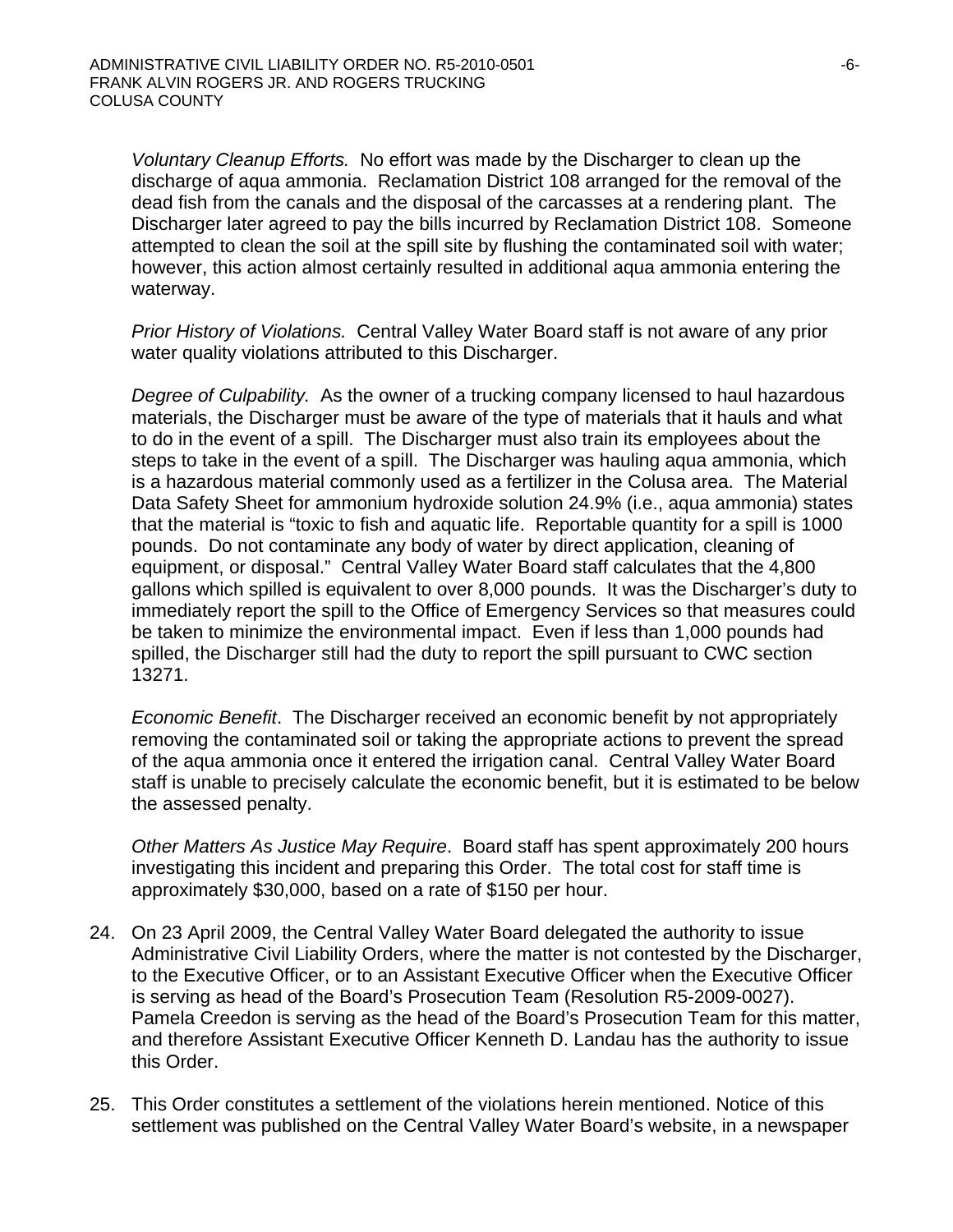*Voluntary Cleanup Efforts.* No effort was made by the Discharger to clean up the discharge of aqua ammonia. Reclamation District 108 arranged for the removal of the dead fish from the canals and the disposal of the carcasses at a rendering plant. The Discharger later agreed to pay the bills incurred by Reclamation District 108. Someone attempted to clean the soil at the spill site by flushing the contaminated soil with water; however, this action almost certainly resulted in additional aqua ammonia entering the waterway.

*Prior History of Violations.* Central Valley Water Board staff is not aware of any prior water quality violations attributed to this Discharger.

*Degree of Culpability.* As the owner of a trucking company licensed to haul hazardous materials, the Discharger must be aware of the type of materials that it hauls and what to do in the event of a spill. The Discharger must also train its employees about the steps to take in the event of a spill. The Discharger was hauling aqua ammonia, which is a hazardous material commonly used as a fertilizer in the Colusa area. The Material Data Safety Sheet for ammonium hydroxide solution 24.9% (i.e., aqua ammonia) states that the material is "toxic to fish and aquatic life. Reportable quantity for a spill is 1000 pounds. Do not contaminate any body of water by direct application, cleaning of equipment, or disposal." Central Valley Water Board staff calculates that the 4,800 gallons which spilled is equivalent to over 8,000 pounds. It was the Discharger's duty to immediately report the spill to the Office of Emergency Services so that measures could be taken to minimize the environmental impact. Even if less than 1,000 pounds had spilled, the Discharger still had the duty to report the spill pursuant to CWC section 13271.

*Economic Benefit*. The Discharger received an economic benefit by not appropriately removing the contaminated soil or taking the appropriate actions to prevent the spread of the aqua ammonia once it entered the irrigation canal. Central Valley Water Board staff is unable to precisely calculate the economic benefit, but it is estimated to be below the assessed penalty.

*Other Matters As Justice May Require*. Board staff has spent approximately 200 hours investigating this incident and preparing this Order. The total cost for staff time is approximately $30,000, based on a rate of $150 per hour.

24. On 23 April 2009, the Central Valley Water Board delegated the authority to issue Administrative Civil Liability Orders, where the matter is not contested by the Discharger, to the Executive Officer, or to an Assistant Executive Officer when the Executive Officer is serving as head of the Board's Prosecution Team (Resolution R5-2009-0027). Pamela Creedon is serving as the head of the Board's Prosecution Team for this matter, and therefore Assistant Executive Officer Kenneth D. Landau has the authority to issue this Order.

25. This Order constitutes a settlement of the violations herein mentioned. Notice of this settlement was published on the Central Valley Water Board's website, in a newspaper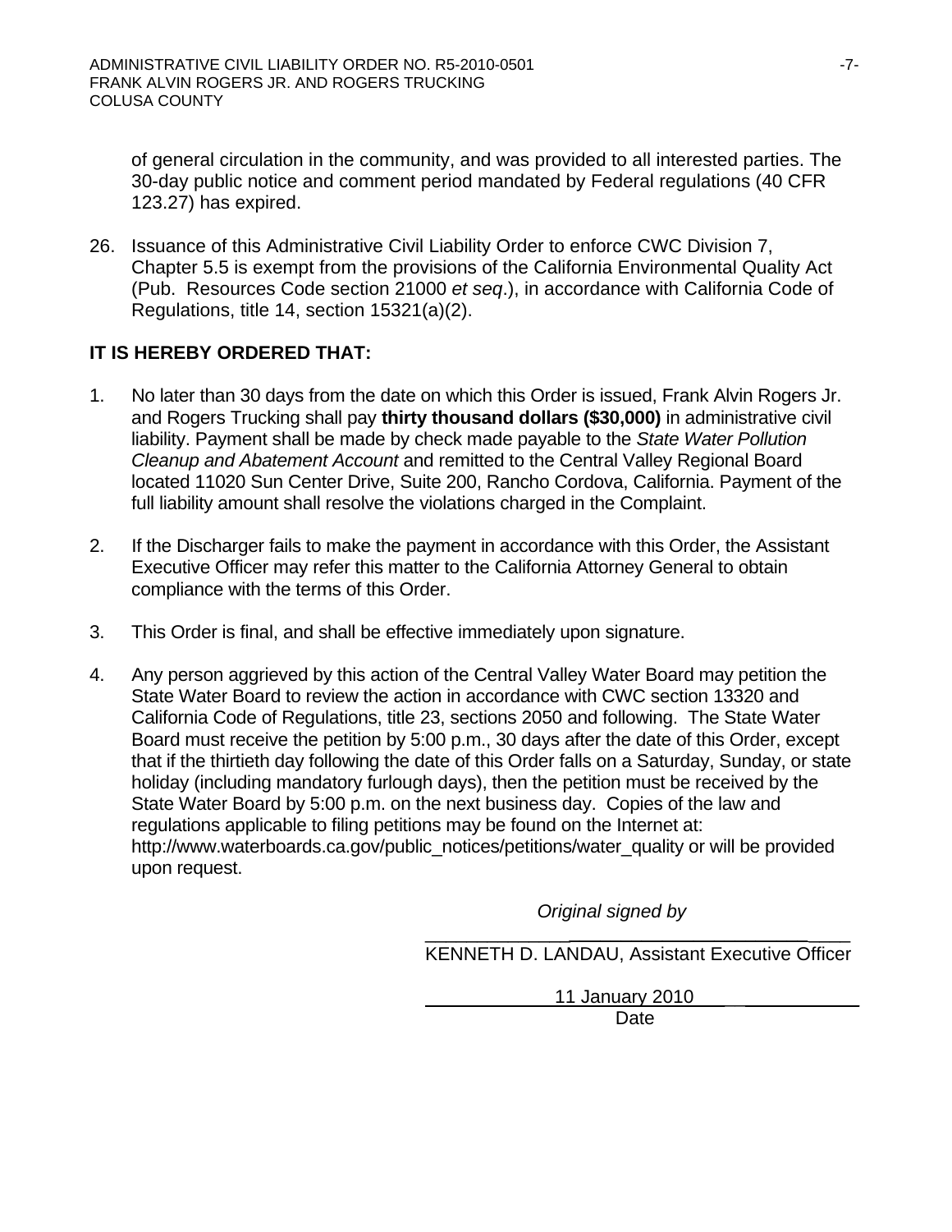of general circulation in the community, and was provided to all interested parties. The 30-day public notice and comment period mandated by Federal regulations (40 CFR 123.27) has expired.

26. Issuance of this Administrative Civil Liability Order to enforce CWC Division 7, Chapter 5.5 is exempt from the provisions of the California Environmental Quality Act (Pub. Resources Code section 21000 *et seq*.), in accordance with California Code of Regulations, title 14, section 15321(a)(2).

**IT IS HEREBY ORDERED THAT:**

1. No later than 30 days from the date on which this Order is issued, Frank Alvin Rogers Jr. and Rogers Trucking shall pay **thirty thousand dollars ($30,000)** in administrative civil liability. Payment shall be made by check made payable to the *State Water Pollution Cleanup and Abatement Account* and remitted to the Central Valley Regional Board located 11020 Sun Center Drive, Suite 200, Rancho Cordova, California. Payment of the full liability amount shall resolve the violations charged in the Complaint.

2. If the Discharger fails to make the payment in accordance with this Order, the Assistant Executive Officer may refer this matter to the California Attorney General to obtain compliance with the terms of this Order.

3. This Order is final, and shall be effective immediately upon signature.

4. Any person aggrieved by this action of the Central Valley Water Board may petition the State Water Board to review the action in accordance with CWC section 13320 and California Code of Regulations, title 23, sections 2050 and following. The State Water Board must receive the petition by 5:00 p.m., 30 days after the date of this Order, except that if the thirtieth day following the date of this Order falls on a Saturday, Sunday, or state holiday (including mandatory furlough days), then the petition must be received by the State Water Board by 5:00 p.m. on the next business day. Copies of the law and regulations applicable to filing petitions may be found on the Internet at: http://www.waterboards.ca.gov/public_notices/petitions/water_quality or will be provided upon request.

*Original signed by*

KENNETH D. LANDAU, Assistant Executive Officer

11 January 2010

Date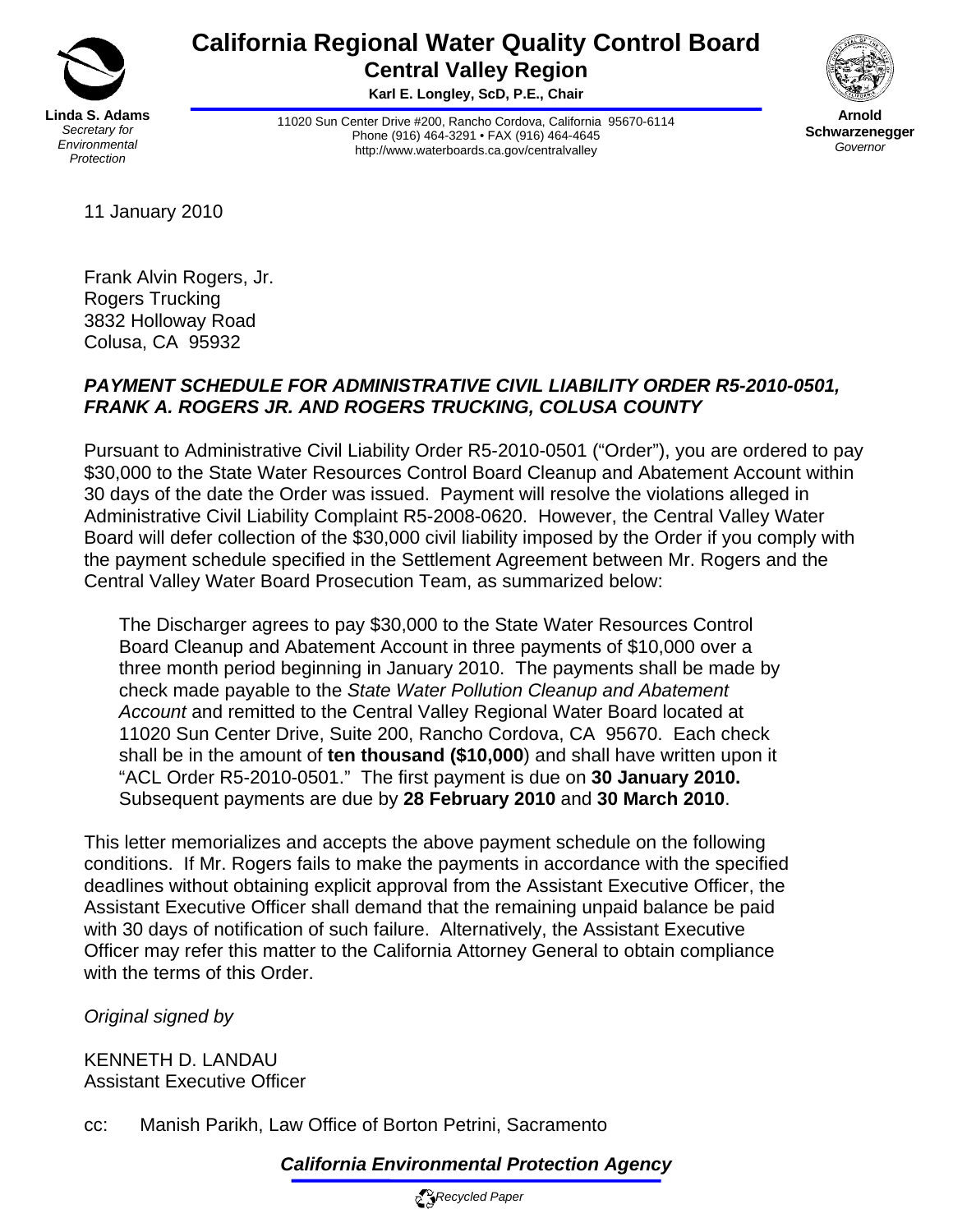# California Regional Water Quality Control Board
## Central Valley Region

**Karl E. Longley, ScD, P.E., Chair**

**Linda S. Adams**
*Secretary for Environmental Protection*

11020 Sun Center Drive #200, Rancho Cordova, California 95670-6114
Phone (916) 464-3291 • FAX (916) 464-4645
http://www.waterboards.ca.gov/centralvalley

**Arnold Schwarzenegger**
*Governor*

11 January 2010

Frank Alvin Rogers, Jr.
Rogers Trucking
3832 Holloway Road
Colusa, CA 95932

***PAYMENT SCHEDULE FOR ADMINISTRATIVE CIVIL LIABILITY ORDER R5-2010-0501, FRANK A. ROGERS JR. AND ROGERS TRUCKING, COLUSA COUNTY***

Pursuant to Administrative Civil Liability Order R5-2010-0501 ("Order"), you are ordered to pay $30,000 to the State Water Resources Control Board Cleanup and Abatement Account within 30 days of the date the Order was issued. Payment will resolve the violations alleged in Administrative Civil Liability Complaint R5-2008-0620. However, the Central Valley Water Board will defer collection of the $30,000 civil liability imposed by the Order if you comply with the payment schedule specified in the Settlement Agreement between Mr. Rogers and the Central Valley Water Board Prosecution Team, as summarized below:

> The Discharger agrees to pay $30,000 to the State Water Resources Control Board Cleanup and Abatement Account in three payments of $10,000 over a three month period beginning in January 2010. The payments shall be made by check made payable to the *State Water Pollution Cleanup and Abatement Account* and remitted to the Central Valley Regional Water Board located at 11020 Sun Center Drive, Suite 200, Rancho Cordova, CA 95670. Each check shall be in the amount of **ten thousand ($10,000**) and shall have written upon it "ACL Order R5-2010-0501." The first payment is due on **30 January 2010.** Subsequent payments are due by **28 February 2010** and **30 March 2010**.

This letter memorializes and accepts the above payment schedule on the following conditions. If Mr. Rogers fails to make the payments in accordance with the specified deadlines without obtaining explicit approval from the Assistant Executive Officer, the Assistant Executive Officer shall demand that the remaining unpaid balance be paid with 30 days of notification of such failure. Alternatively, the Assistant Executive Officer may refer this matter to the California Attorney General to obtain compliance with the terms of this Order.

*Original signed by*

KENNETH D. LANDAU
Assistant Executive Officer

cc: Manish Parikh, Law Office of Borton Petrini, Sacramento

***California Environmental Protection Agency***

*Recycled Paper*